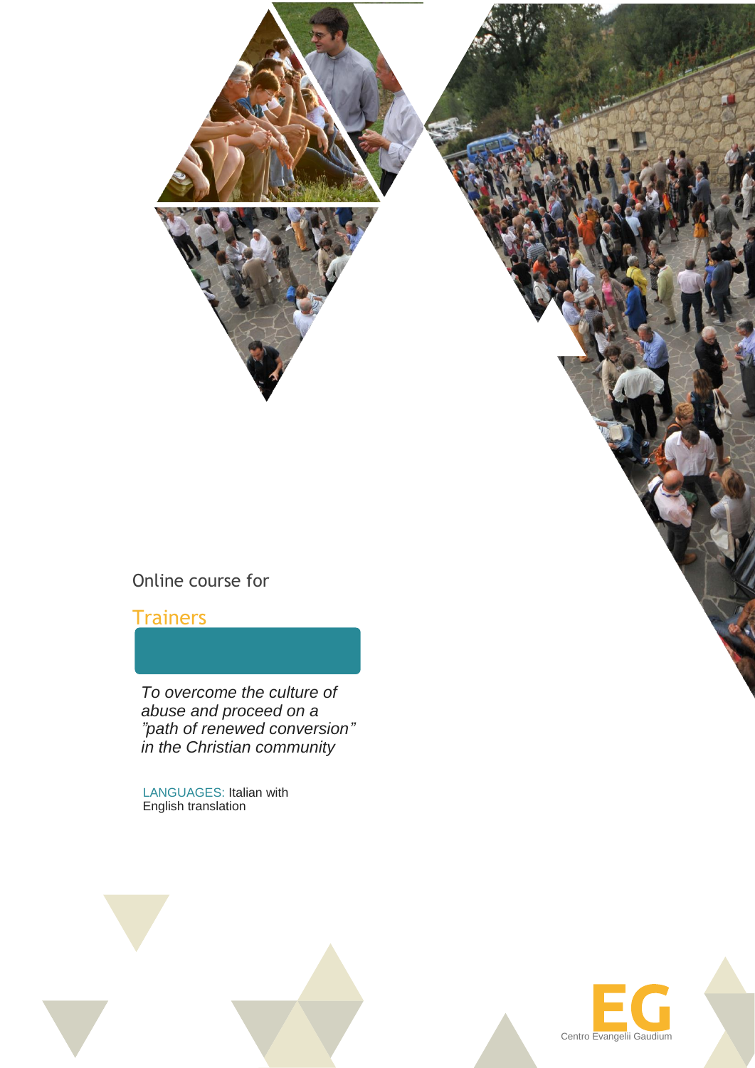Online course for

# Trainers

*To overcome the culture of abuse and proceed on a "path of renewed conversion" in the Christian community*

LANGUAGES: Italian with English translation

EG

Centro Evangelii Gaudium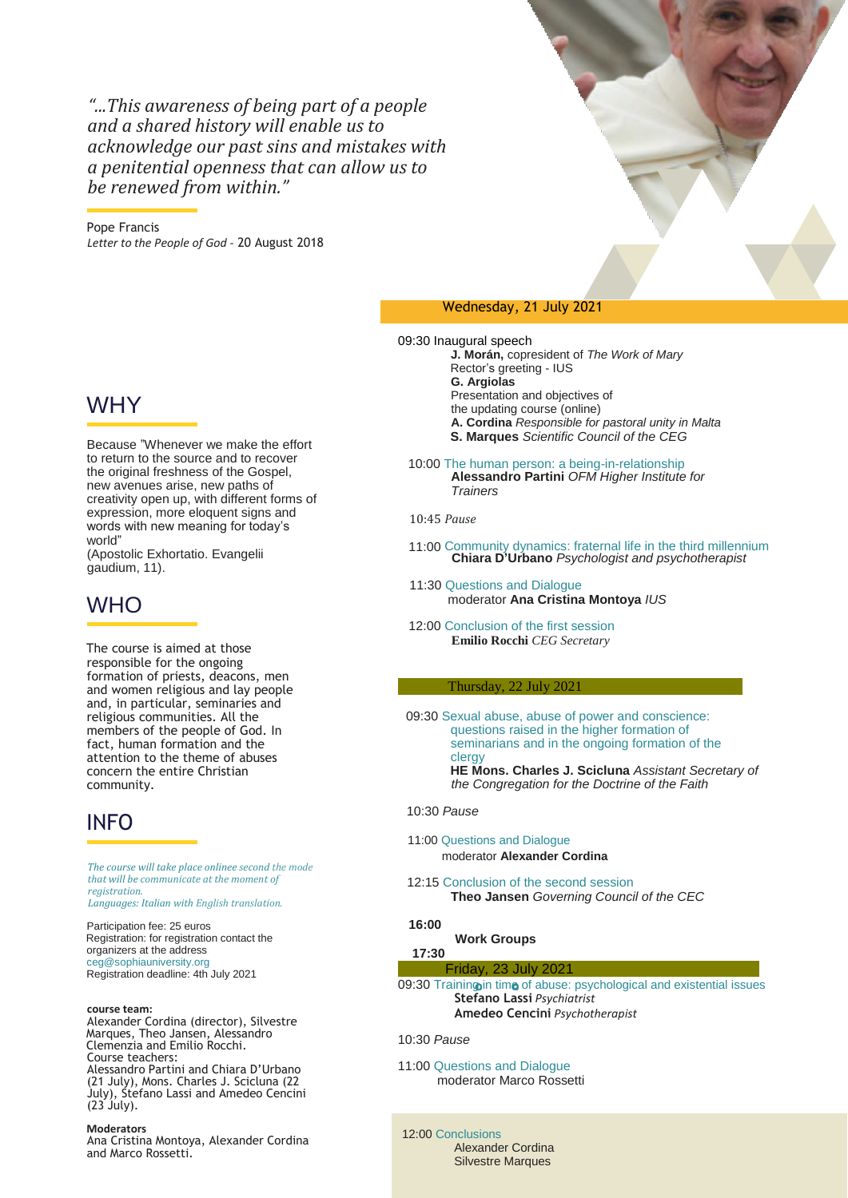*"...This awareness of being part of a people and a shared history will enable us to acknowledge our past sins and mistakes with a penitential openness that can allow us to be renewed from within."*

Pope Francis
*Letter to the People of God* - 20 August 2018

## WHY

Because "Whenever we make the effort to return to the source and to recover the original freshness of the Gospel, new avenues arise, new paths of creativity open up, with different forms of expression, more eloquent signs and words with new meaning for today's world"
(Apostolic Exhortatio. Evangelii gaudium, 11).

## WHO

The course is aimed at those responsible for the ongoing formation of priests, deacons, men and women religious and lay people and, in particular, seminaries and religious communities. All the members of the people of God. In fact, human formation and the attention to the theme of abuses concern the entire Christian community.

## INFO

*The course will take place online second the mode that will be communicate at the moment of registration.*
*Languages: Italian with English translation.*

Participation fee: 25 euros
Registration: for registration contact the organizers at the address
ceg@sophiauniversity.org
Registration deadline: 4th July 2021

**course team:**
Alexander Cordina (director), Silvestre Marques, Theo Jansen, Alessandro Clemenzia and Emilio Rocchi.
Course teachers:
Alessandro Partini and Chiara D'Urbano (21 July), Mons. Charles J. Scicluna (22 July), Stefano Lassi and Amedeo Cencini (23 July).

**Moderators**
Ana Cristina Montoya, Alexander Cordina and Marco Rossetti.

### Wednesday, 21 July 2021

09:30 Inaugural speech
**J. Morán,** copresident of *The Work of Mary*
Rector's greeting - IUS
**G. Argiolas**
Presentation and objectives of the updating course (online)
**A. Cordina** *Responsible for pastoral unity in Malta*
**S. Marques** *Scientific Council of the CEG*

10:00 The human person: a being-in-relationship
**Alessandro Partini** *OFM Higher Institute for Trainers*

10:45 *Pause*

11:00 Community dynamics: fraternal life in the third millennium
**Chiara D'Urbano** *Psychologist and psychotherapist*

11:30 Questions and Dialogue
moderator **Ana Cristina Montoya** *IUS*

12:00 Conclusion of the first session
**Emilio Rocchi** *CEG Secretary*

### Thursday, 22 July 2021

09:30 Sexual abuse, abuse of power and conscience: questions raised in the higher formation of seminarians and in the ongoing formation of the clergy
**HE Mons. Charles J. Scicluna** *Assistant Secretary of the Congregation for the Doctrine of the Faith*

10:30 *Pause*

11:00 Questions and Dialogue
moderator **Alexander Cordina**

12:15 Conclusion of the second session
**Theo Jansen** *Governing Council of the CEC*

**16:00**
**Work Groups**
**17:30**

### Friday, 23 July 2021

09:30 Training in time of abuse: psychological and existential issues
**Stefano Lassi** *Psychiatrist*
**Amedeo Cencini** *Psychotherapist*

10:30 *Pause*

11:00 Questions and Dialogue
moderator Marco Rossetti

12:00 Conclusions
Alexander Cordina
Silvestre Marques